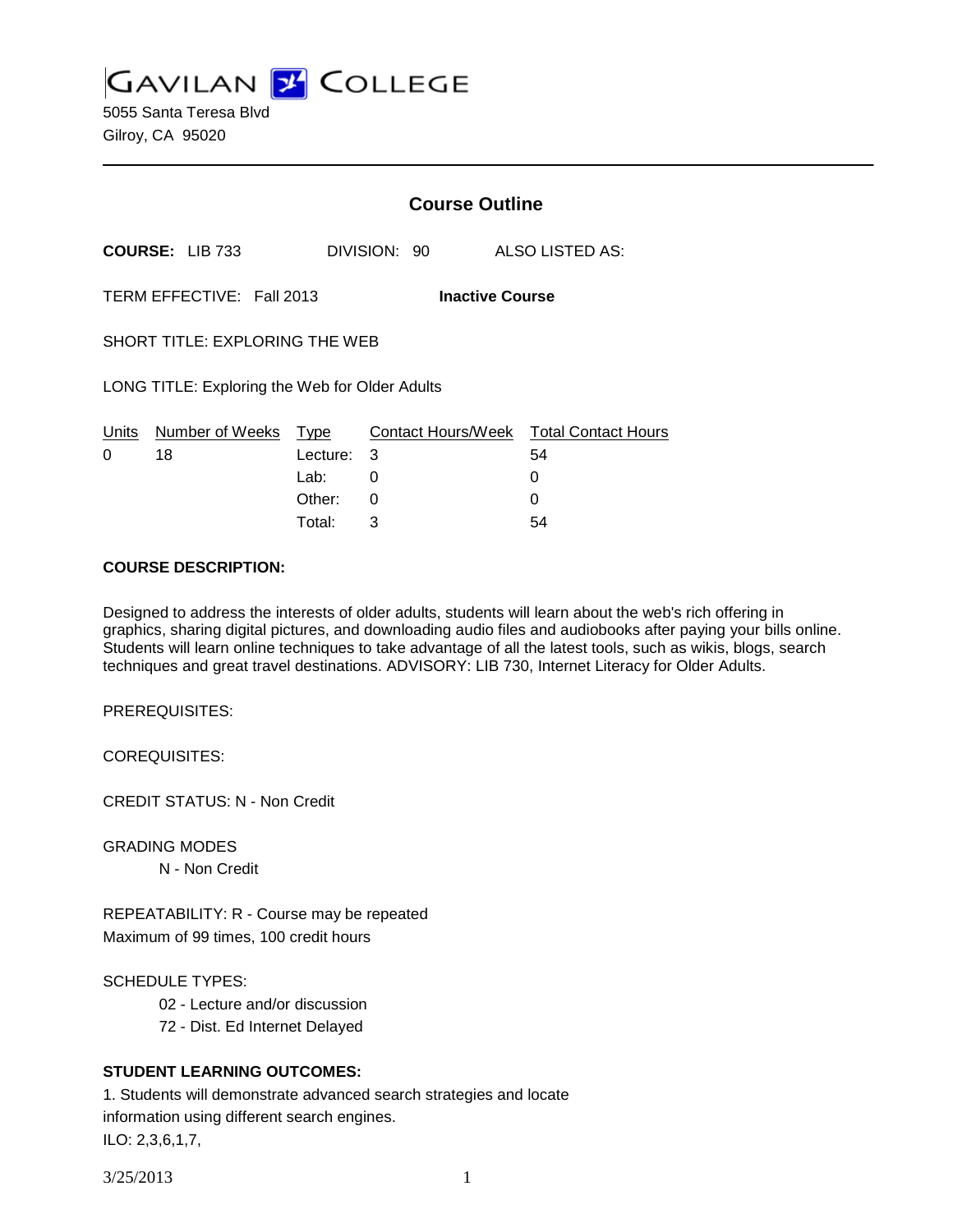# GAVILAN COLLEGE

5055 Santa Teresa Blvd
Gilroy, CA 95020

## Course Outline

**COURSE:** LIB 733 DIVISION: 90 ALSO LISTED AS:

TERM EFFECTIVE: Fall 2013 **Inactive Course**

SHORT TITLE: EXPLORING THE WEB

LONG TITLE: Exploring the Web for Older Adults

| Units | Number of Weeks | Type | Contact Hours/Week | Total Contact Hours |
|---|---|---|---|---|
| 0 | 18 | Lecture: | 3 | 54 |
| | | Lab: | 0 | 0 |
| | | Other: | 0 | 0 |
| | | Total: | 3 | 54 |

**COURSE DESCRIPTION:**

Designed to address the interests of older adults, students will learn about the web's rich offering in graphics, sharing digital pictures, and downloading audio files and audiobooks after paying your bills online. Students will learn online techniques to take advantage of all the latest tools, such as wikis, blogs, search techniques and great travel destinations. ADVISORY: LIB 730, Internet Literacy for Older Adults.

PREREQUISITES:

COREQUISITES:

CREDIT STATUS: N - Non Credit

GRADING MODES

N - Non Credit

REPEATABILITY: R - Course may be repeated
Maximum of 99 times, 100 credit hours

SCHEDULE TYPES:

02 - Lecture and/or discussion
72 - Dist. Ed Internet Delayed

**STUDENT LEARNING OUTCOMES:**

1. Students will demonstrate advanced search strategies and locate information using different search engines.
ILO: 2,3,6,1,7,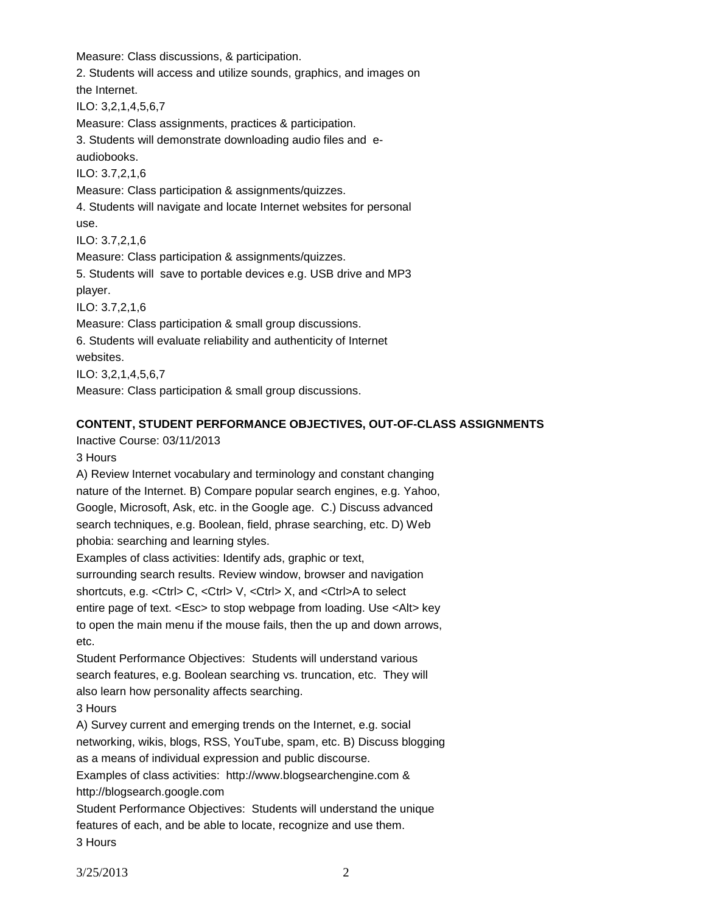Measure: Class discussions, & participation.

2. Students will access and utilize sounds, graphics, and images on the Internet.

ILO: 3,2,1,4,5,6,7

Measure: Class assignments, practices & participation.

3. Students will demonstrate downloading audio files and e-audiobooks.

ILO: 3.7,2,1,6

Measure: Class participation & assignments/quizzes.

4. Students will navigate and locate Internet websites for personal use.

ILO: 3.7,2,1,6

Measure: Class participation & assignments/quizzes.

5. Students will save to portable devices e.g. USB drive and MP3 player.

ILO: 3.7,2,1,6

Measure: Class participation & small group discussions.

6. Students will evaluate reliability and authenticity of Internet websites.

ILO: 3,2,1,4,5,6,7

Measure: Class participation & small group discussions.

**CONTENT, STUDENT PERFORMANCE OBJECTIVES, OUT-OF-CLASS ASSIGNMENTS**

Inactive Course: 03/11/2013

3 Hours

A) Review Internet vocabulary and terminology and constant changing nature of the Internet. B) Compare popular search engines, e.g. Yahoo, Google, Microsoft, Ask, etc. in the Google age. C.) Discuss advanced search techniques, e.g. Boolean, field, phrase searching, etc. D) Web phobia: searching and learning styles.

Examples of class activities: Identify ads, graphic or text, surrounding search results. Review window, browser and navigation shortcuts, e.g. <Ctrl> C, <Ctrl> V, <Ctrl> X, and <Ctrl>A to select entire page of text. <Esc> to stop webpage from loading. Use <Alt> key to open the main menu if the mouse fails, then the up and down arrows, etc.

Student Performance Objectives: Students will understand various search features, e.g. Boolean searching vs. truncation, etc. They will also learn how personality affects searching.

3 Hours

A) Survey current and emerging trends on the Internet, e.g. social networking, wikis, blogs, RSS, YouTube, spam, etc. B) Discuss blogging as a means of individual expression and public discourse.

Examples of class activities: http://www.blogsearchengine.com & http://blogsearch.google.com

Student Performance Objectives: Students will understand the unique features of each, and be able to locate, recognize and use them.

3 Hours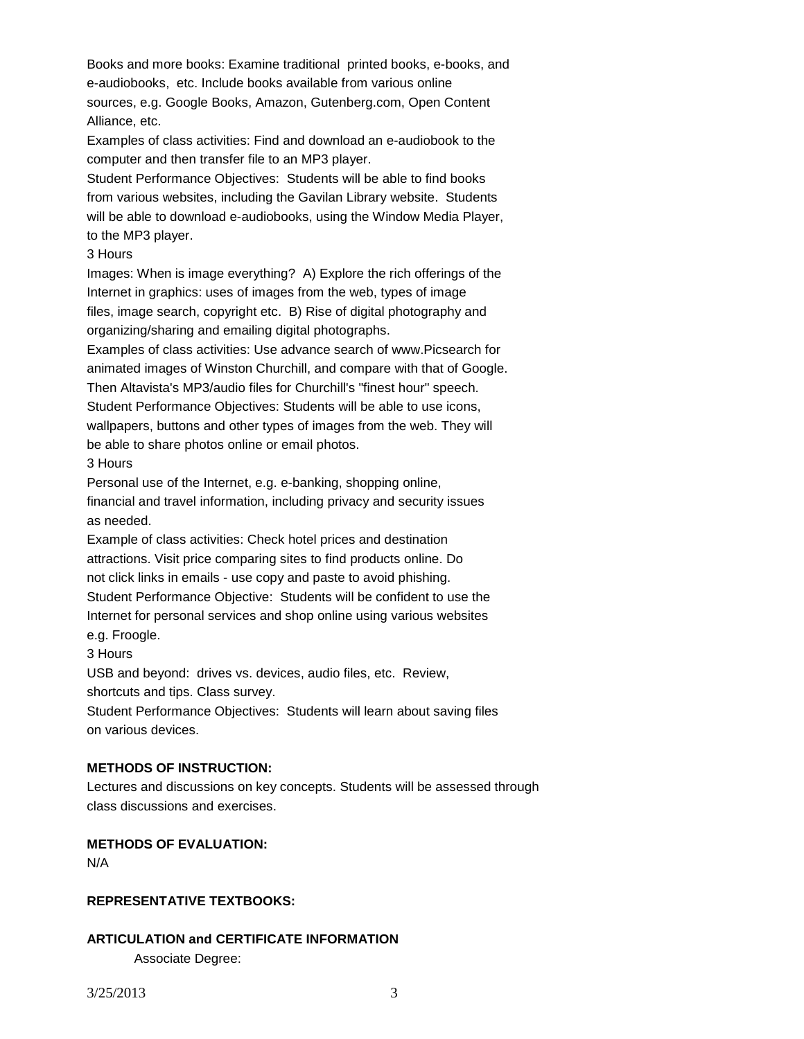Books and more books: Examine traditional printed books, e-books, and e-audiobooks, etc. Include books available from various online sources, e.g. Google Books, Amazon, Gutenberg.com, Open Content Alliance, etc.

Examples of class activities: Find and download an e-audiobook to the computer and then transfer file to an MP3 player.

Student Performance Objectives: Students will be able to find books from various websites, including the Gavilan Library website. Students will be able to download e-audiobooks, using the Window Media Player, to the MP3 player.

3 Hours

Images: When is image everything? A) Explore the rich offerings of the Internet in graphics: uses of images from the web, types of image files, image search, copyright etc. B) Rise of digital photography and organizing/sharing and emailing digital photographs.

Examples of class activities: Use advance search of www.Picsearch for animated images of Winston Churchill, and compare with that of Google. Then Altavista's MP3/audio files for Churchill's "finest hour" speech.

Student Performance Objectives: Students will be able to use icons, wallpapers, buttons and other types of images from the web. They will be able to share photos online or email photos.

3 Hours

Personal use of the Internet, e.g. e-banking, shopping online, financial and travel information, including privacy and security issues as needed.

Example of class activities: Check hotel prices and destination attractions. Visit price comparing sites to find products online. Do not click links in emails - use copy and paste to avoid phishing.

Student Performance Objective: Students will be confident to use the Internet for personal services and shop online using various websites e.g. Froogle.

3 Hours

USB and beyond: drives vs. devices, audio files, etc. Review, shortcuts and tips. Class survey.

Student Performance Objectives: Students will learn about saving files on various devices.

**METHODS OF INSTRUCTION:**

Lectures and discussions on key concepts. Students will be assessed through class discussions and exercises.

**METHODS OF EVALUATION:**

N/A

**REPRESENTATIVE TEXTBOOKS:**

**ARTICULATION and CERTIFICATE INFORMATION**

Associate Degree: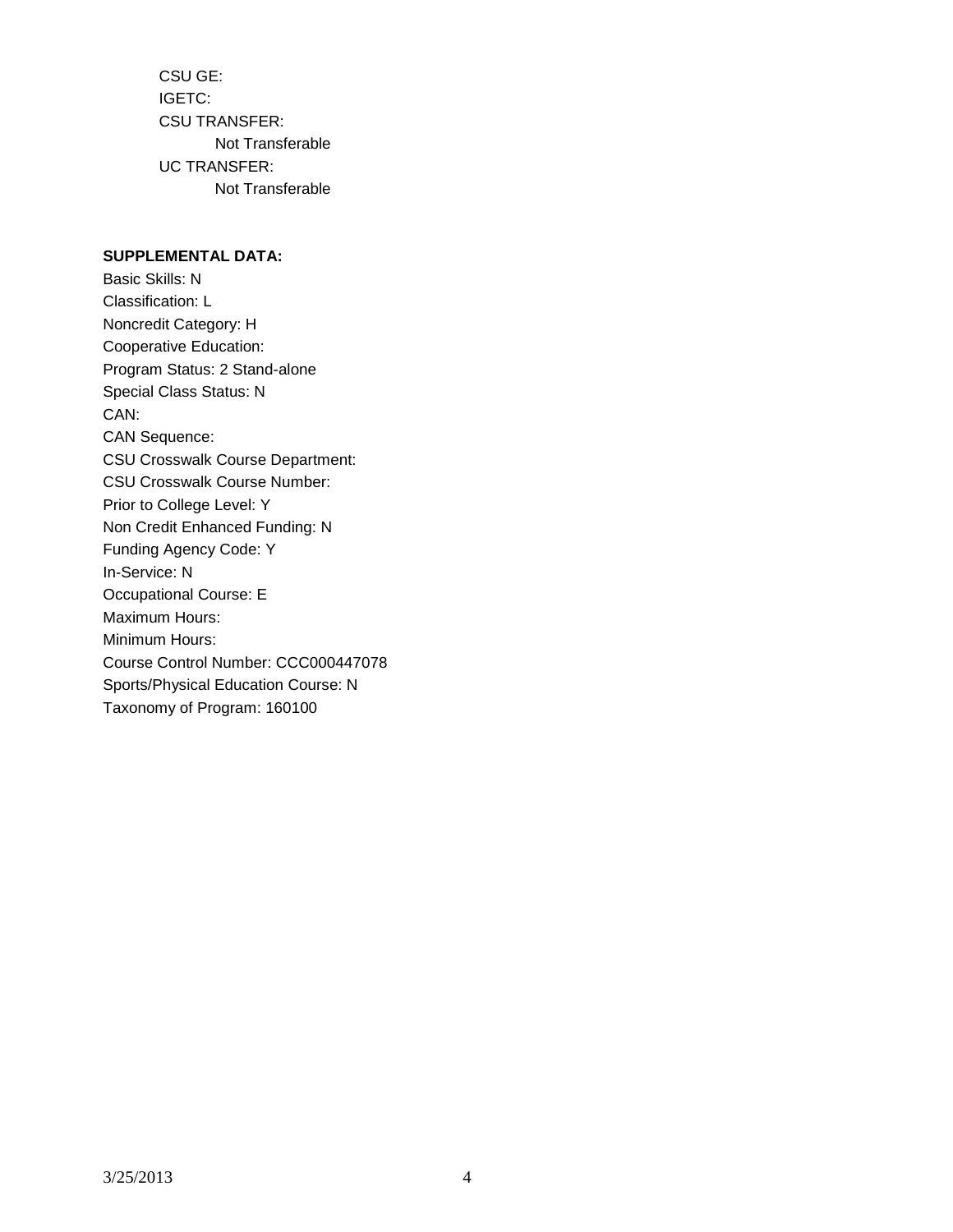CSU GE:

IGETC:

CSU TRANSFER:

Not Transferable

UC TRANSFER:

Not Transferable

**SUPPLEMENTAL DATA:**

Basic Skills: N
Classification: L
Noncredit Category: H
Cooperative Education:
Program Status: 2 Stand-alone
Special Class Status: N
CAN:
CAN Sequence:
CSU Crosswalk Course Department:
CSU Crosswalk Course Number:
Prior to College Level: Y
Non Credit Enhanced Funding: N
Funding Agency Code: Y
In-Service: N
Occupational Course: E
Maximum Hours:
Minimum Hours:
Course Control Number: CCC000447078
Sports/Physical Education Course: N
Taxonomy of Program: 160100